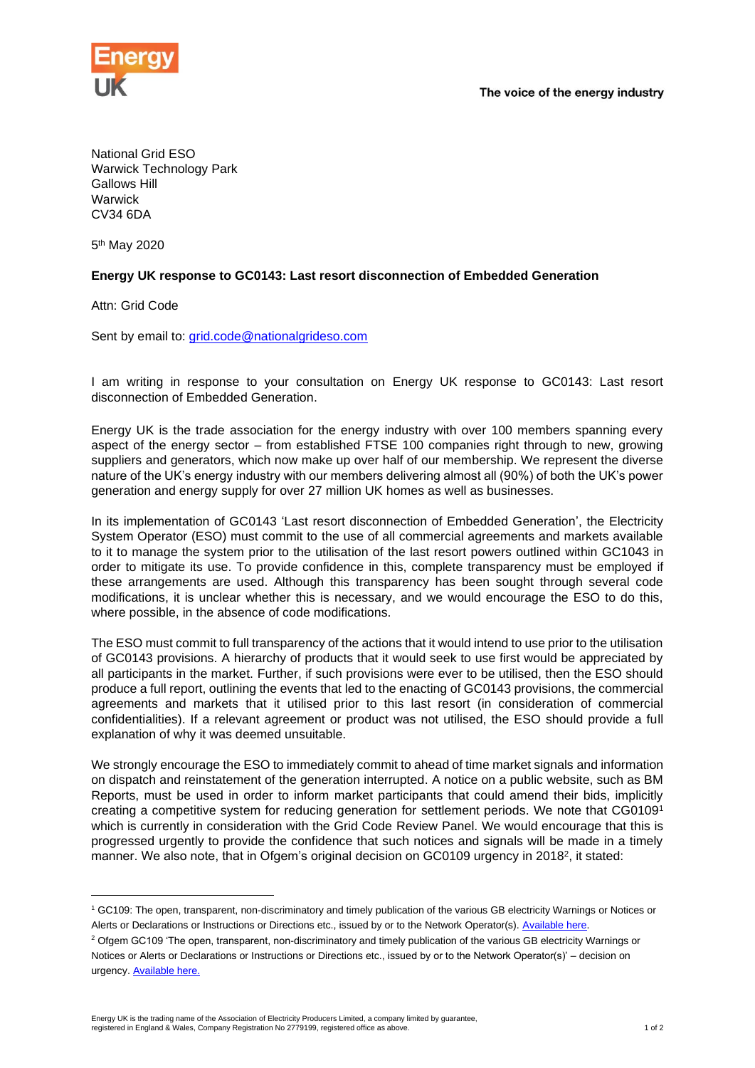Energy UK

The voice of the energy industry

National Grid ESO
Warwick Technology Park
Gallows Hill
Warwick
CV34 6DA

5th May 2020

**Energy UK response to GC0143: Last resort disconnection of Embedded Generation**

Attn: Grid Code

Sent by email to: grid.code@nationalgrideso.com

I am writing in response to your consultation on Energy UK response to GC0143: Last resort disconnection of Embedded Generation.

Energy UK is the trade association for the energy industry with over 100 members spanning every aspect of the energy sector – from established FTSE 100 companies right through to new, growing suppliers and generators, which now make up over half of our membership. We represent the diverse nature of the UK's energy industry with our members delivering almost all (90%) of both the UK's power generation and energy supply for over 27 million UK homes as well as businesses.

In its implementation of GC0143 'Last resort disconnection of Embedded Generation', the Electricity System Operator (ESO) must commit to the use of all commercial agreements and markets available to it to manage the system prior to the utilisation of the last resort powers outlined within GC1043 in order to mitigate its use. To provide confidence in this, complete transparency must be employed if these arrangements are used. Although this transparency has been sought through several code modifications, it is unclear whether this is necessary, and we would encourage the ESO to do this, where possible, in the absence of code modifications.

The ESO must commit to full transparency of the actions that it would intend to use prior to the utilisation of GC0143 provisions. A hierarchy of products that it would seek to use first would be appreciated by all participants in the market. Further, if such provisions were ever to be utilised, then the ESO should produce a full report, outlining the events that led to the enacting of GC0143 provisions, the commercial agreements and markets that it utilised prior to this last resort (in consideration of commercial confidentialities). If a relevant agreement or product was not utilised, the ESO should provide a full explanation of why it was deemed unsuitable.

We strongly encourage the ESO to immediately commit to ahead of time market signals and information on dispatch and reinstatement of the generation interrupted. A notice on a public website, such as BM Reports, must be used in order to inform market participants that could amend their bids, implicitly creating a competitive system for reducing generation for settlement periods. We note that CG0109[1] which is currently in consideration with the Grid Code Review Panel. We would encourage that this is progressed urgently to provide the confidence that such notices and signals will be made in a timely manner. We also note, that in Ofgem's original decision on GC0109 urgency in 2018[2], it stated:

---

[1] GC109: The open, transparent, non-discriminatory and timely publication of the various GB electricity Warnings or Notices or Alerts or Declarations or Instructions or Directions etc., issued by or to the Network Operator(s). Available here.

[2] Ofgem GC109 'The open, transparent, non-discriminatory and timely publication of the various GB electricity Warnings or Notices or Alerts or Declarations or Instructions or Directions etc., issued by or to the Network Operator(s)' – decision on urgency. Available here.

Energy UK is the trading name of the Association of Electricity Producers Limited, a company limited by guarantee, registered in England & Wales, Company Registration No 2779199, registered office as above.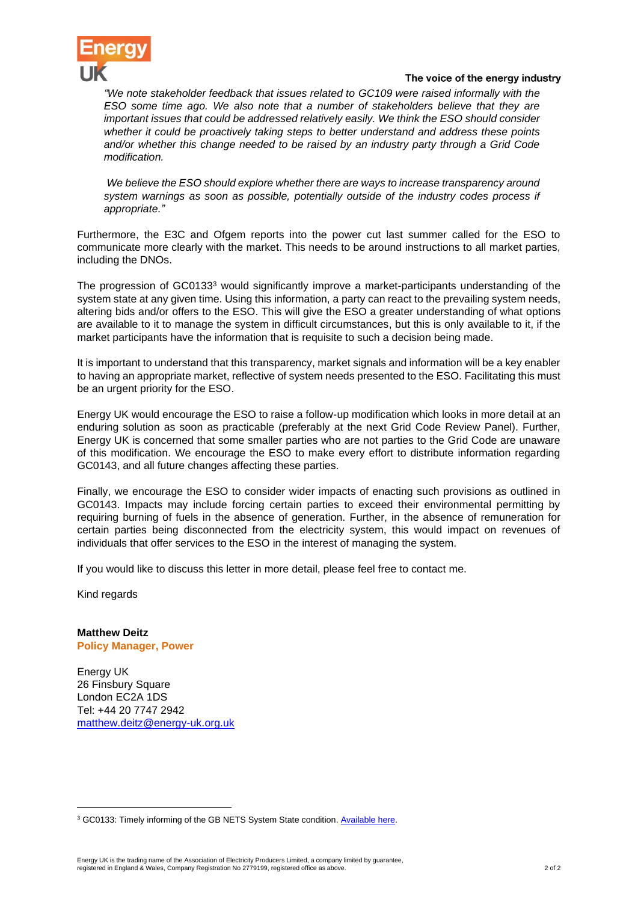*"We note stakeholder feedback that issues related to GC109 were raised informally with the ESO some time ago. We also note that a number of stakeholders believe that they are important issues that could be addressed relatively easily. We think the ESO should consider whether it could be proactively taking steps to better understand and address these points and/or whether this change needed to be raised by an industry party through a Grid Code modification.*

*We believe the ESO should explore whether there are ways to increase transparency around system warnings as soon as possible, potentially outside of the industry codes process if appropriate."*

Furthermore, the E3C and Ofgem reports into the power cut last summer called for the ESO to communicate more clearly with the market. This needs to be around instructions to all market parties, including the DNOs.

The progression of GC0133[3] would significantly improve a market-participants understanding of the system state at any given time. Using this information, a party can react to the prevailing system needs, altering bids and/or offers to the ESO. This will give the ESO a greater understanding of what options are available to it to manage the system in difficult circumstances, but this is only available to it, if the market participants have the information that is requisite to such a decision being made.

It is important to understand that this transparency, market signals and information will be a key enabler to having an appropriate market, reflective of system needs presented to the ESO. Facilitating this must be an urgent priority for the ESO.

Energy UK would encourage the ESO to raise a follow-up modification which looks in more detail at an enduring solution as soon as practicable (preferably at the next Grid Code Review Panel). Further, Energy UK is concerned that some smaller parties who are not parties to the Grid Code are unaware of this modification. We encourage the ESO to make every effort to distribute information regarding GC0143, and all future changes affecting these parties.

Finally, we encourage the ESO to consider wider impacts of enacting such provisions as outlined in GC0143. Impacts may include forcing certain parties to exceed their environmental permitting by requiring burning of fuels in the absence of generation. Further, in the absence of remuneration for certain parties being disconnected from the electricity system, this would impact on revenues of individuals that offer services to the ESO in the interest of managing the system.

If you would like to discuss this letter in more detail, please feel free to contact me.

Kind regards

**Matthew Deitz**
**Policy Manager, Power**

Energy UK
26 Finsbury Square
London EC2A 1DS
Tel: +44 20 7747 2942
matthew.deitz@energy-uk.org.uk

[3] GC0133: Timely informing of the GB NETS System State condition. Available here.

Energy UK is the trading name of the Association of Electricity Producers Limited, a company limited by guarantee, registered in England & Wales, Company Registration No 2779199, registered office as above.